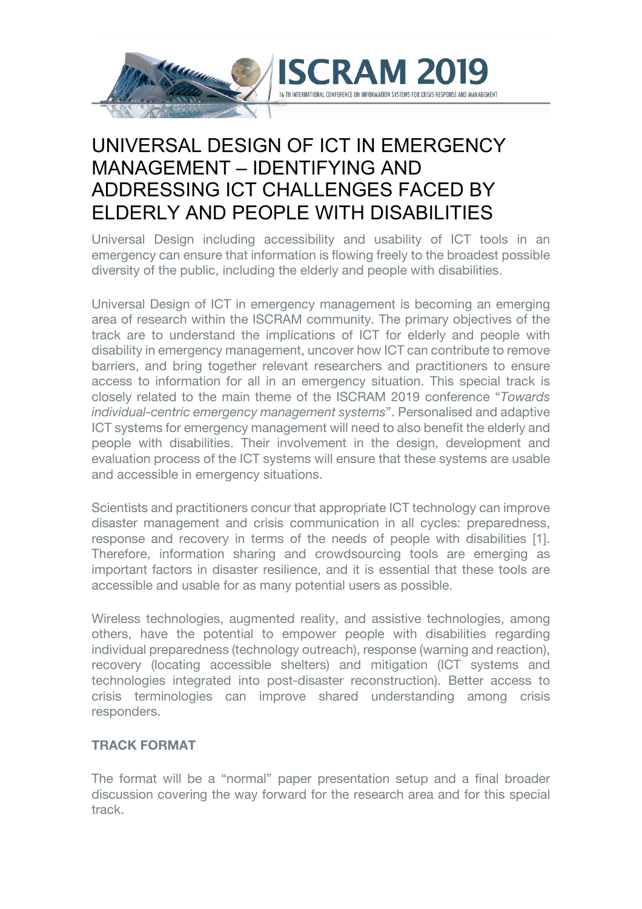# UNIVERSAL DESIGN OF ICT IN EMERGENCY MANAGEMENT – IDENTIFYING AND ADDRESSING ICT CHALLENGES FACED BY ELDERLY AND PEOPLE WITH DISABILITIES

Universal Design including accessibility and usability of ICT tools in an emergency can ensure that information is flowing freely to the broadest possible diversity of the public, including the elderly and people with disabilities.

Universal Design of ICT in emergency management is becoming an emerging area of research within the ISCRAM community. The primary objectives of the track are to understand the implications of ICT for elderly and people with disability in emergency management, uncover how ICT can contribute to remove barriers, and bring together relevant researchers and practitioners to ensure access to information for all in an emergency situation. This special track is closely related to the main theme of the ISCRAM 2019 conference "*Towards individual-centric emergency management systems*". Personalised and adaptive ICT systems for emergency management will need to also benefit the elderly and people with disabilities. Their involvement in the design, development and evaluation process of the ICT systems will ensure that these systems are usable and accessible in emergency situations.

Scientists and practitioners concur that appropriate ICT technology can improve disaster management and crisis communication in all cycles: preparedness, response and recovery in terms of the needs of people with disabilities [1]. Therefore, information sharing and crowdsourcing tools are emerging as important factors in disaster resilience, and it is essential that these tools are accessible and usable for as many potential users as possible.

Wireless technologies, augmented reality, and assistive technologies, among others, have the potential to empower people with disabilities regarding individual preparedness (technology outreach), response (warning and reaction), recovery (locating accessible shelters) and mitigation (ICT systems and technologies integrated into post-disaster reconstruction). Better access to crisis terminologies can improve shared understanding among crisis responders.

### TRACK FORMAT

The format will be a "normal" paper presentation setup and a final broader discussion covering the way forward for the research area and for this special track.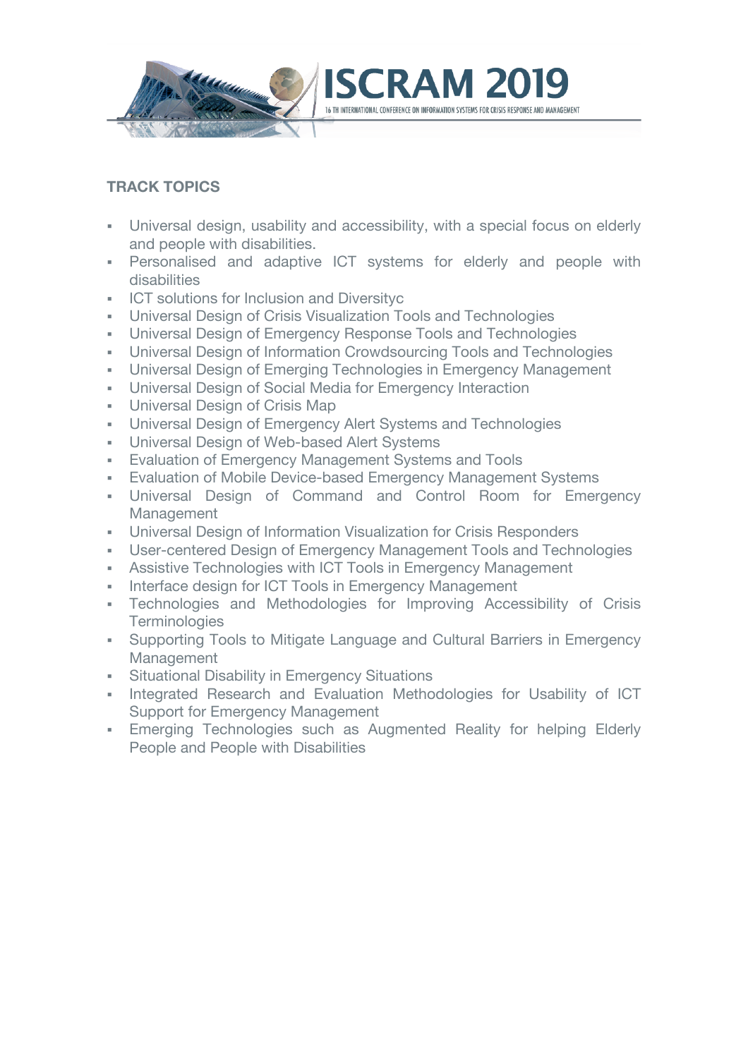### TRACK TOPICS

- Universal design, usability and accessibility, with a special focus on elderly and people with disabilities.
- Personalised and adaptive ICT systems for elderly and people with disabilities
- ICT solutions for Inclusion and Diversityc
- Universal Design of Crisis Visualization Tools and Technologies
- Universal Design of Emergency Response Tools and Technologies
- Universal Design of Information Crowdsourcing Tools and Technologies
- Universal Design of Emerging Technologies in Emergency Management
- Universal Design of Social Media for Emergency Interaction
- Universal Design of Crisis Map
- Universal Design of Emergency Alert Systems and Technologies
- Universal Design of Web-based Alert Systems
- Evaluation of Emergency Management Systems and Tools
- Evaluation of Mobile Device-based Emergency Management Systems
- Universal Design of Command and Control Room for Emergency Management
- Universal Design of Information Visualization for Crisis Responders
- User-centered Design of Emergency Management Tools and Technologies
- Assistive Technologies with ICT Tools in Emergency Management
- Interface design for ICT Tools in Emergency Management
- Technologies and Methodologies for Improving Accessibility of Crisis Terminologies
- Supporting Tools to Mitigate Language and Cultural Barriers in Emergency Management
- Situational Disability in Emergency Situations
- Integrated Research and Evaluation Methodologies for Usability of ICT Support for Emergency Management
- Emerging Technologies such as Augmented Reality for helping Elderly People and People with Disabilities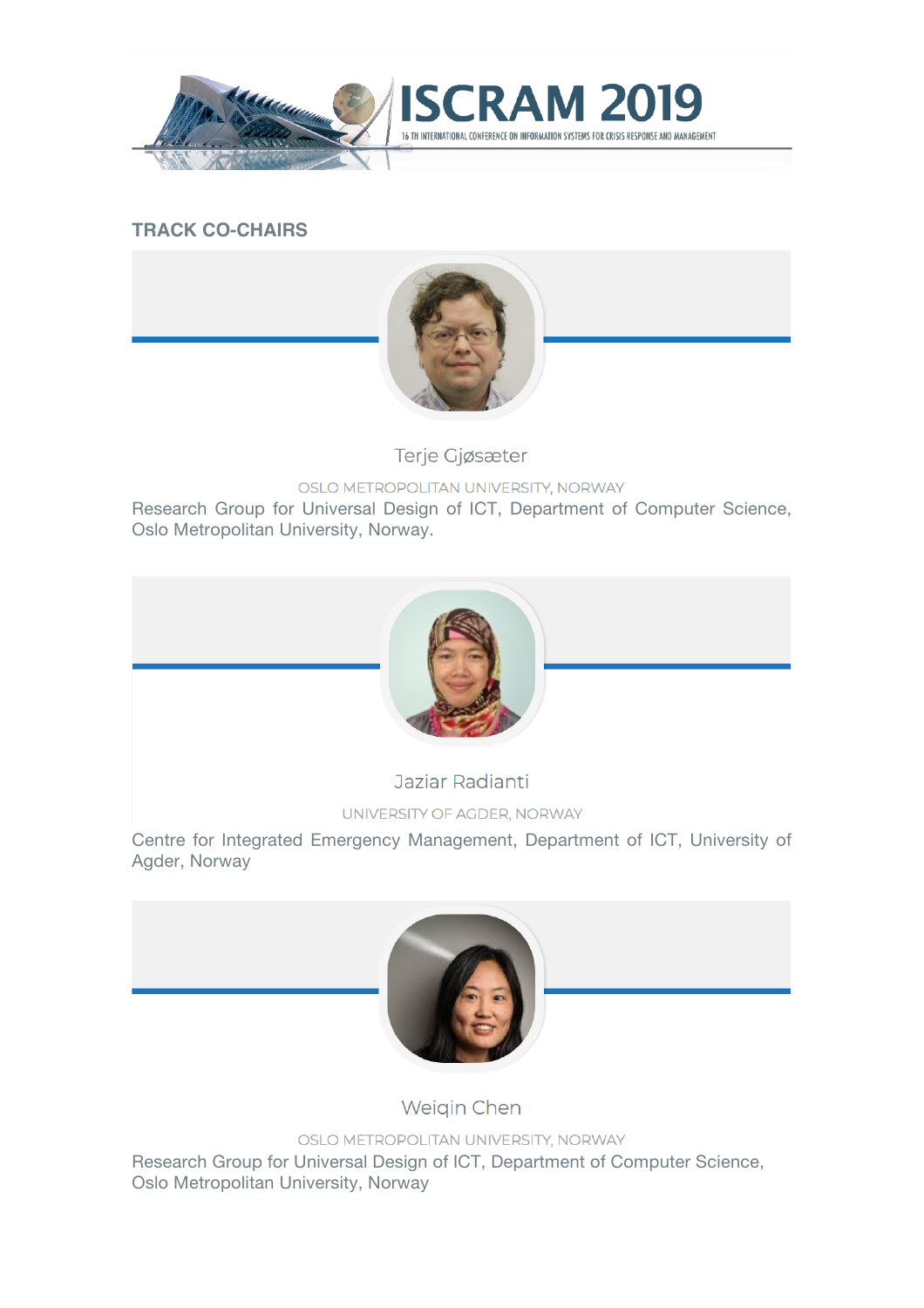## TRACK CO-CHAIRS

Terje Gjøsæter

OSLO METROPOLITAN UNIVERSITY, NORWAY

Research Group for Universal Design of ICT, Department of Computer Science, Oslo Metropolitan University, Norway.

Jaziar Radianti

UNIVERSITY OF AGDER, NORWAY

Centre for Integrated Emergency Management, Department of ICT, University of Agder, Norway

Weiqin Chen

OSLO METROPOLITAN UNIVERSITY, NORWAY

Research Group for Universal Design of ICT, Department of Computer Science, Oslo Metropolitan University, Norway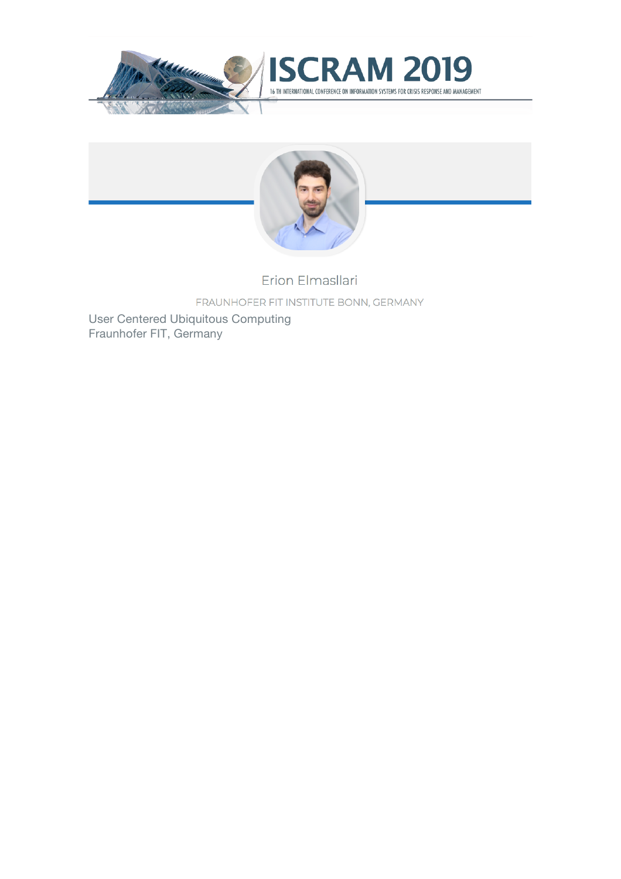Erion Elmasllari

FRAUNHOFER FIT INSTITUTE BONN, GERMANY

User Centered Ubiquitous Computing
Fraunhofer FIT, Germany